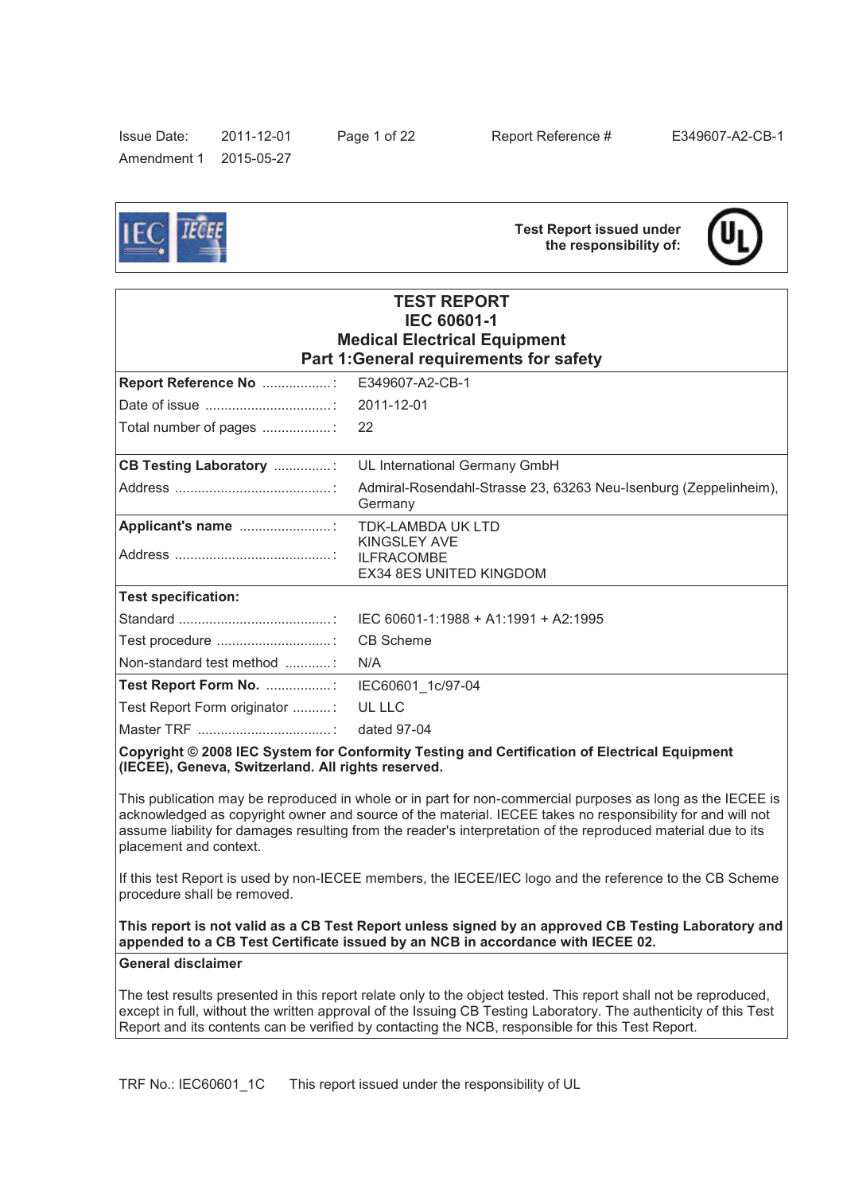Issue Date: 2011-12-01
Amendment 1 2015-05-27

Report Reference # E349607-A2-CB-1

**Test Report issued under the responsibility of:**

# TEST REPORT
# IEC 60601-1
## Medical Electrical Equipment
## Part 1:General requirements for safety

| | |
|---|---|
| **Report Reference No** .................. : | E349607-A2-CB-1 |
| Date of issue ................................ : | 2011-12-01 |
| Total number of pages .................. : | 22 |
| **CB Testing Laboratory** ............... : | UL International Germany GmbH |
| Address ......................................... : | Admiral-Rosendahl-Strasse 23, 63263 Neu-Isenburg (Zeppelinheim), Germany |
| **Applicant's name** ........................ : | TDK-LAMBDA UK LTD |
| Address ......................................... : | KINGSLEY AVE<br>ILFRACOMBE<br>EX34 8ES UNITED KINGDOM |
| **Test specification:** | |
| Standard ........................................ : | IEC 60601-1:1988 + A1:1991 + A2:1995 |
| Test procedure .............................. : | CB Scheme |
| Non-standard test method ............ : | N/A |
| **Test Report Form No.** ................. : | IEC60601_1c/97-04 |
| Test Report Form originator .......... : | UL LLC |
| Master TRF .................................... : | dated 97-04 |

**Copyright © 2008 IEC System for Conformity Testing and Certification of Electrical Equipment (IECEE), Geneva, Switzerland. All rights reserved.**

This publication may be reproduced in whole or in part for non-commercial purposes as long as the IECEE is acknowledged as copyright owner and source of the material. IECEE takes no responsibility for and will not assume liability for damages resulting from the reader's interpretation of the reproduced material due to its placement and context.

If this test Report is used by non-IECEE members, the IECEE/IEC logo and the reference to the CB Scheme procedure shall be removed.

**This report is not valid as a CB Test Report unless signed by an approved CB Testing Laboratory and appended to a CB Test Certificate issued by an NCB in accordance with IECEE 02.**

**General disclaimer**

The test results presented in this report relate only to the object tested. This report shall not be reproduced, except in full, without the written approval of the Issuing CB Testing Laboratory. The authenticity of this Test Report and its contents can be verified by contacting the NCB, responsible for this Test Report.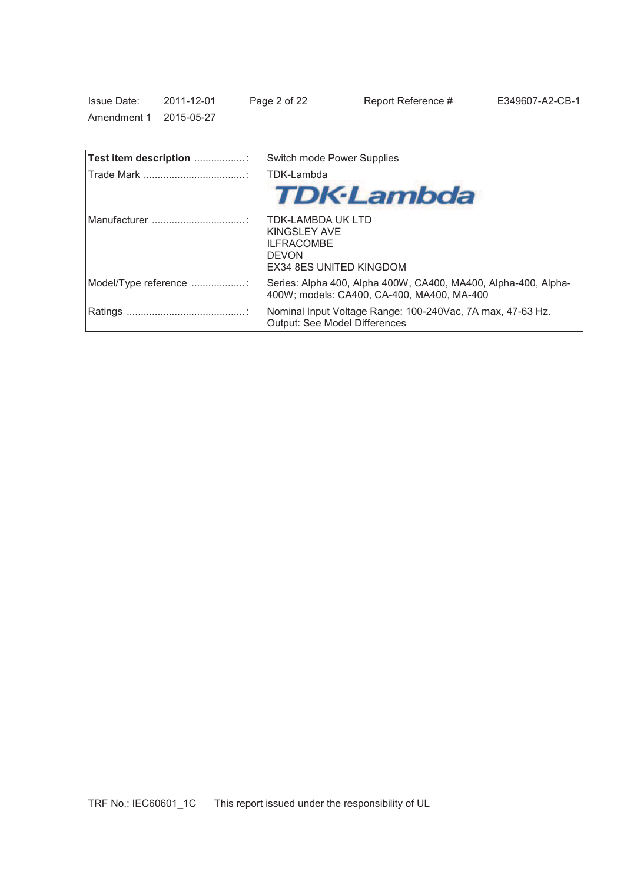| Test item description .................. : | Switch mode Power Supplies |
|---|---|
| Trade Mark .................................... : | TDK-Lambda |
| Manufacturer ................................. : | TDK-LAMBDA UK LTD<br>KINGSLEY AVE<br>ILFRACOMBE<br>DEVON<br>EX34 8ES UNITED KINGDOM |
| Model/Type reference ................... : | Series: Alpha 400, Alpha 400W, CA400, MA400, Alpha-400, Alpha-400W; models: CA400, CA-400, MA400, MA-400 |
| Ratings .......................................... : | Nominal Input Voltage Range: 100-240Vac, 7A max, 47-63 Hz.<br>Output: See Model Differences |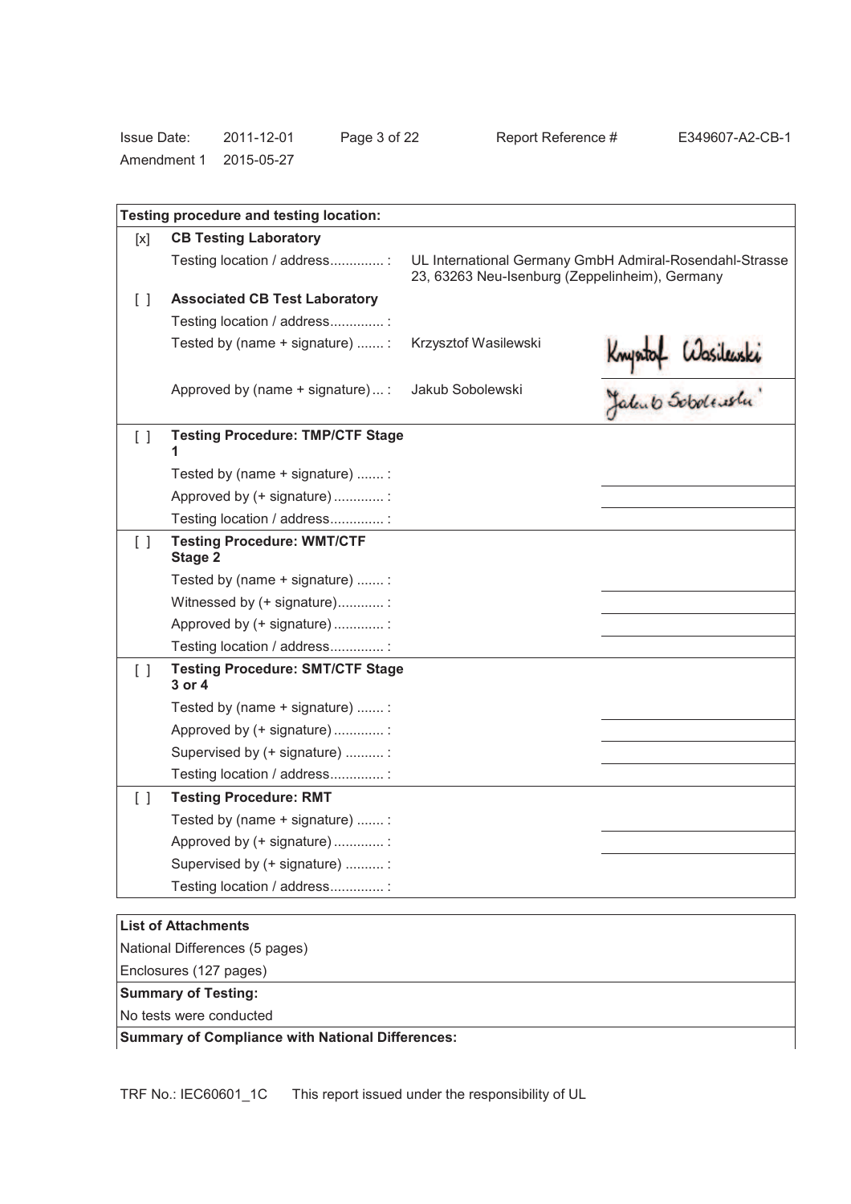| Testing procedure and testing location: | | | |
|---|---|---|---|
| [x] | **CB Testing Laboratory** | | |
| | Testing location / address.............. : | UL International Germany GmbH Admiral-Rosendahl-Strasse 23, 63263 Neu-Isenburg (Zeppelinheim), Germany | |
| [ ] | **Associated CB Test Laboratory** | | |
| | Testing location / address.............. : | | |
| | Tested by (name + signature) ....... : | Krzysztof Wasilewski | Krzysztof Wasilewski |
| | Approved by (name + signature) ... : | Jakub Sobolewski | Jakub Sobolewski |
| [ ] | **Testing Procedure: TMP/CTF Stage 1** | | |
| | Tested by (name + signature) ....... : | | |
| | Approved by (+ signature) ............. : | | |
| | Testing location / address.............. : | | |
| [ ] | **Testing Procedure: WMT/CTF Stage 2** | | |
| | Tested by (name + signature) ....... : | | |
| | Witnessed by (+ signature)............ : | | |
| | Approved by (+ signature) ............. : | | |
| | Testing location / address.............. : | | |
| [ ] | **Testing Procedure: SMT/CTF Stage 3 or 4** | | |
| | Tested by (name + signature) ....... : | | |
| | Approved by (+ signature) ............. : | | |
| | Supervised by (+ signature) .......... : | | |
| | Testing location / address.............. : | | |
| [ ] | **Testing Procedure: RMT** | | |
| | Tested by (name + signature) ....... : | | |
| | Approved by (+ signature) ............. : | | |
| | Supervised by (+ signature) .......... : | | |
| | Testing location / address.............. : | | |

**List of Attachments**

National Differences (5 pages)

Enclosures (127 pages)

**Summary of Testing:**

No tests were conducted

**Summary of Compliance with National Differences:**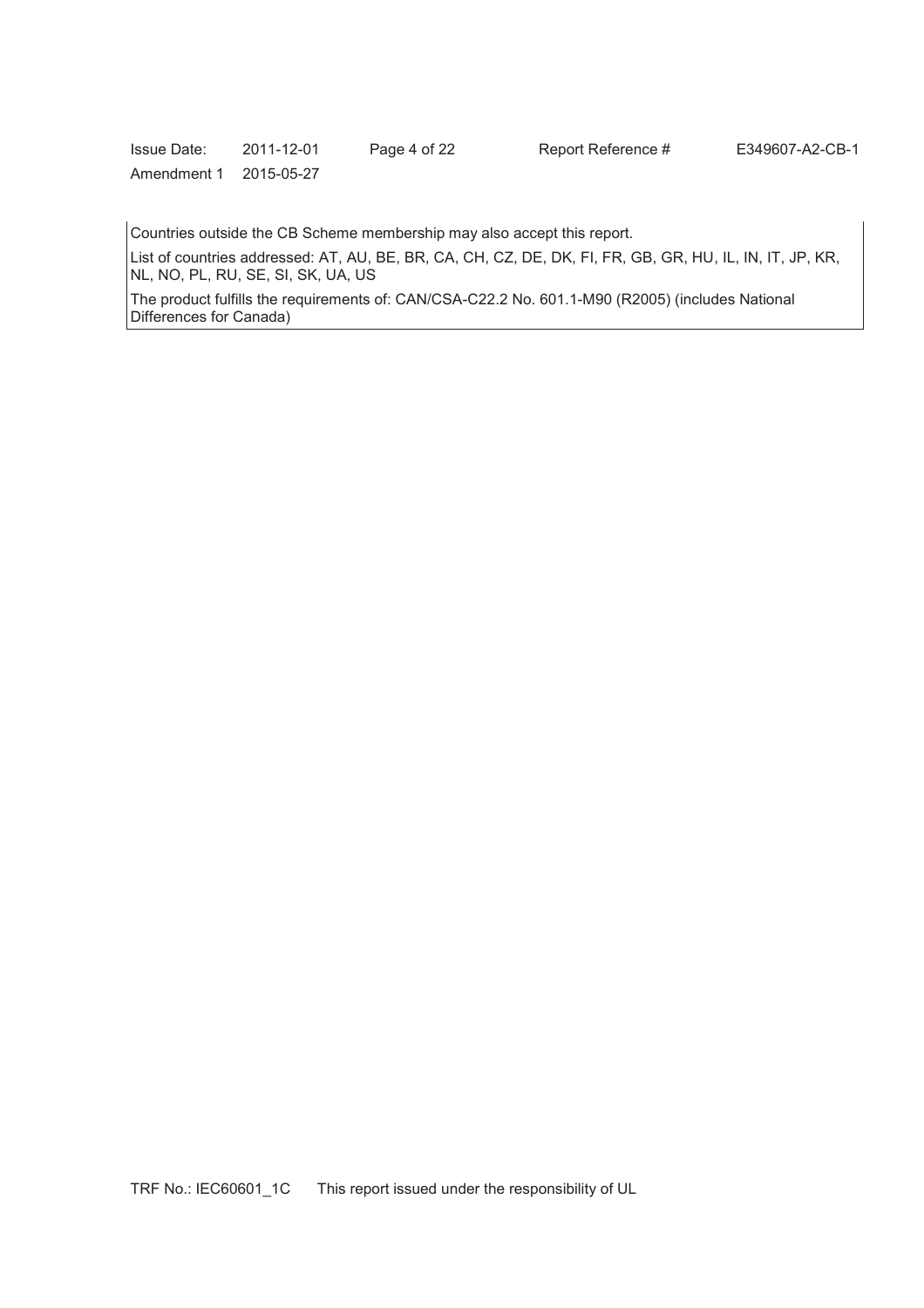Countries outside the CB Scheme membership may also accept this report.

List of countries addressed: AT, AU, BE, BR, CA, CH, CZ, DE, DK, FI, FR, GB, GR, HU, IL, IN, IT, JP, KR, NL, NO, PL, RU, SE, SI, SK, UA, US

The product fulfills the requirements of: CAN/CSA-C22.2 No. 601.1-M90 (R2005) (includes National Differences for Canada)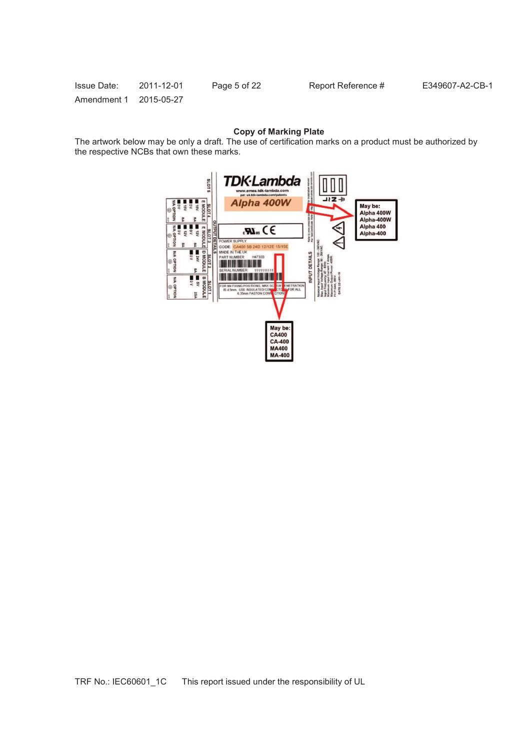**Copy of Marking Plate**

The artwork below may be only a draft. The use of certification marks on a product must be authorized by the respective NCBs that own these marks.

May be:
Alpha 400W
Alpha-400W
Alpha 400
Alpha-400

May be:
CA400
CA-400
MA400
MA-400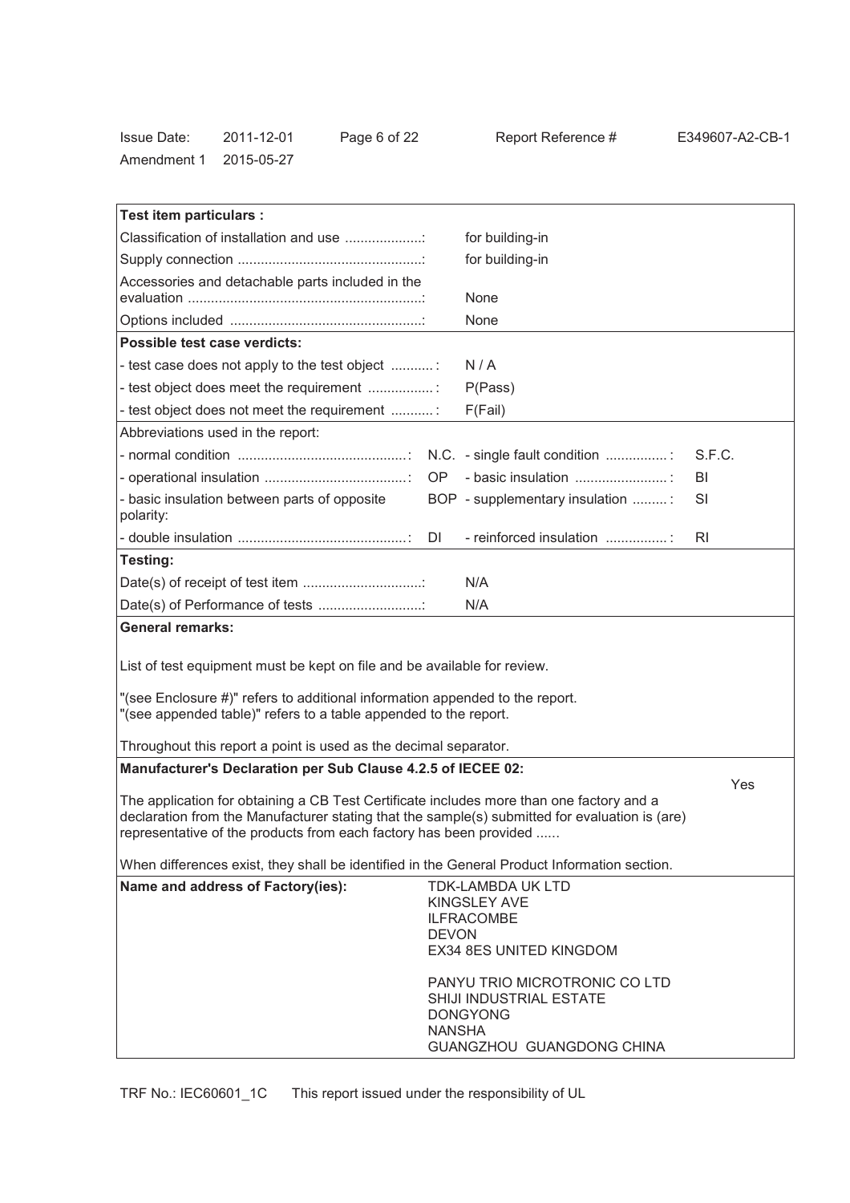| **Test item particulars :** | | | |
|---|---|---|---|
| Classification of installation and use ....................: | | for building-in | |
| Supply connection ................................................: | | for building-in | |
| Accessories and detachable parts included in the evaluation .............................................................: | | None | |
| Options included ..................................................: | | None | |
| **Possible test case verdicts:** | | | |
| - test case does not apply to the test object ...........: | | N / A | |
| - test object does meet the requirement .................: | | P(Pass) | |
| - test object does not meet the requirement ...........: | | F(Fail) | |
| Abbreviations used in the report: | | | |
| - normal condition ............................................: | N.C. | - single fault condition ................: | S.F.C. |
| - operational insulation .....................................: | OP | - basic insulation ........................: | BI |
| - basic insulation between parts of opposite polarity: | BOP | - supplementary insulation .........: | SI |
| - double insulation ............................................: | DI | - reinforced insulation ................: | RI |
| **Testing:** | | | |
| Date(s) of receipt of test item ...............................: | | N/A | |
| Date(s) of Performance of tests ...........................: | | N/A | |

**General remarks:**

List of test equipment must be kept on file and be available for review.

"(see Enclosure #)" refers to additional information appended to the report.
"(see appended table)" refers to a table appended to the report.

Throughout this report a point is used as the decimal separator.

**Manufacturer's Declaration per Sub Clause 4.2.5 of IECEE 02:**

The application for obtaining a CB Test Certificate includes more than one factory and a declaration from the Manufacturer stating that the sample(s) submitted for evaluation is (are) representative of the products from each factory has been provided ...... Yes

When differences exist, they shall be identified in the General Product Information section.

| **Name and address of Factory(ies):** | TDK-LAMBDA UK LTD<br>KINGSLEY AVE<br>ILFRACOMBE<br>DEVON<br>EX34 8ES UNITED KINGDOM<br><br>PANYU TRIO MICROTRONIC CO LTD<br>SHIJI INDUSTRIAL ESTATE<br>DONGYONG<br>NANSHA<br>GUANGZHOU GUANGDONG CHINA |
|---|---|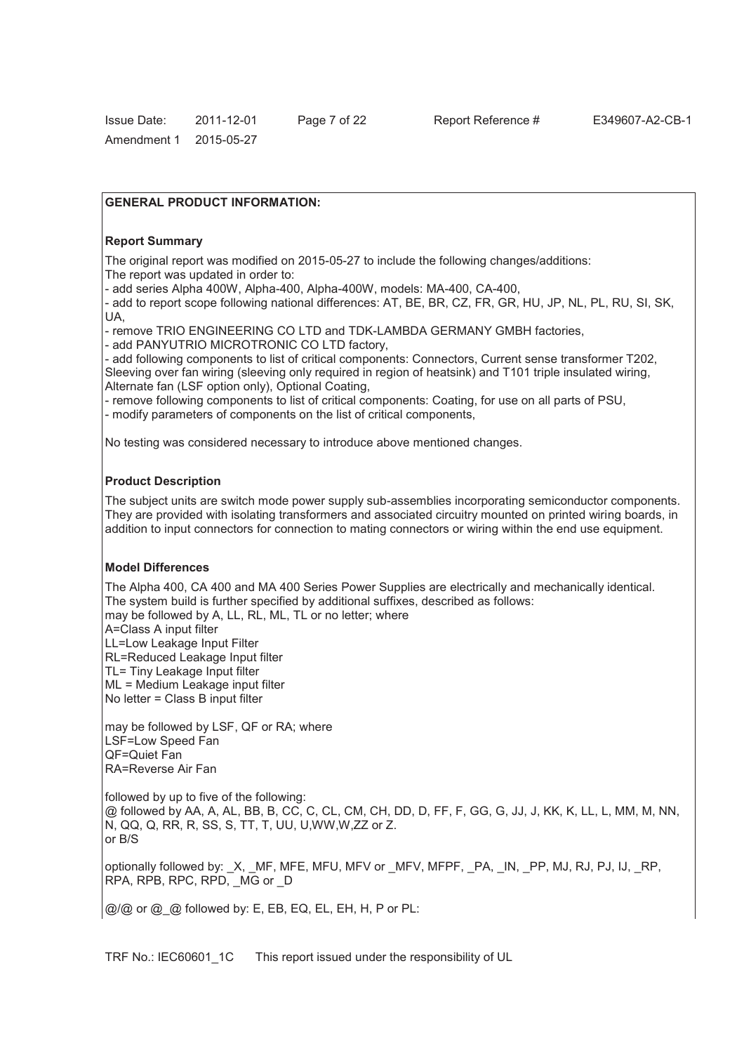## GENERAL PRODUCT INFORMATION:

### Report Summary

The original report was modified on 2015-05-27 to include the following changes/additions:
The report was updated in order to:

- add series Alpha 400W, Alpha-400, Alpha-400W, models: MA-400, CA-400,
- add to report scope following national differences: AT, BE, BR, CZ, FR, GR, HU, JP, NL, PL, RU, SI, SK, UA,
- remove TRIO ENGINEERING CO LTD and TDK-LAMBDA GERMANY GMBH factories,
- add PANYUTRIO MICROTRONIC CO LTD factory,
- add following components to list of critical components: Connectors, Current sense transformer T202, Sleeving over fan wiring (sleeving only required in region of heatsink) and T101 triple insulated wiring, Alternate fan (LSF option only), Optional Coating,
- remove following components to list of critical components: Coating, for use on all parts of PSU,
- modify parameters of components on the list of critical components,

No testing was considered necessary to introduce above mentioned changes.

### Product Description

The subject units are switch mode power supply sub-assemblies incorporating semiconductor components. They are provided with isolating transformers and associated circuitry mounted on printed wiring boards, in addition to input connectors for connection to mating connectors or wiring within the end use equipment.

### Model Differences

The Alpha 400, CA 400 and MA 400 Series Power Supplies are electrically and mechanically identical.
The system build is further specified by additional suffixes, described as follows:
may be followed by A, LL, RL, ML, TL or no letter; where
A=Class A input filter
LL=Low Leakage Input Filter
RL=Reduced Leakage Input filter
TL= Tiny Leakage Input filter
ML = Medium Leakage input filter
No letter = Class B input filter

may be followed by LSF, QF or RA; where
LSF=Low Speed Fan
QF=Quiet Fan
RA=Reverse Air Fan

followed by up to five of the following:
@ followed by AA, A, AL, BB, B, CC, C, CL, CM, CH, DD, D, FF, F, GG, G, JJ, J, KK, K, LL, L, MM, M, NN, N, QQ, Q, RR, R, SS, S, TT, T, UU, U,WW,W,ZZ or Z.
or B/S

optionally followed by: _X, _MF, MFE, MFU, MFV or _MFV, MFPF, _PA, _IN, _PP, MJ, RJ, PJ, IJ, _RP, RPA, RPB, RPC, RPD, _MG or _D

@/@ or @_@ followed by: E, EB, EQ, EL, EH, H, P or PL: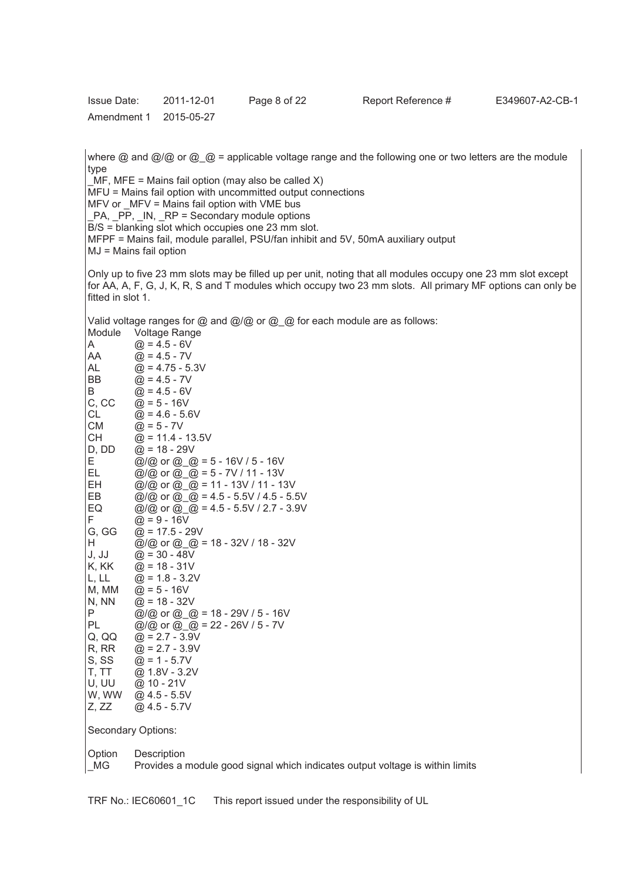where @ and @/@ or @_@ = applicable voltage range and the following one or two letters are the module type
_MF, MFE = Mains fail option (may also be called X)
MFU = Mains fail option with uncommitted output connections
MFV or _MFV = Mains fail option with VME bus
_PA, _PP, _IN, _RP = Secondary module options
B/S = blanking slot which occupies one 23 mm slot.
MFPF = Mains fail, module parallel, PSU/fan inhibit and 5V, 50mA auxiliary output
MJ = Mains fail option

Only up to five 23 mm slots may be filled up per unit, noting that all modules occupy one 23 mm slot except for AA, A, F, G, J, K, R, S and T modules which occupy two 23 mm slots. All primary MF options can only be fitted in slot 1.

Valid voltage ranges for @ and @/@ or @_@ for each module are as follows:

| Module | Voltage Range |
|---|---|
| A | @ = 4.5 - 6V |
| AA | @ = 4.5 - 7V |
| AL | @ = 4.75 - 5.3V |
| BB | @ = 4.5 - 7V |
| B | @ = 4.5 - 6V |
| C, CC | @ = 5 - 16V |
| CL | @ = 4.6 - 5.6V |
| CM | @ = 5 - 7V |
| CH | @ = 11.4 - 13.5V |
| D, DD | @ = 18 - 29V |
| E | @/@ or @_@ = 5 - 16V / 5 - 16V |
| EL | @/@ or @_@ = 5 - 7V / 11 - 13V |
| EH | @/@ or @_@ = 11 - 13V / 11 - 13V |
| EB | @/@ or @_@ = 4.5 - 5.5V / 4.5 - 5.5V |
| EQ | @/@ or @_@ = 4.5 - 5.5V / 2.7 - 3.9V |
| F | @ = 9 - 16V |
| G, GG | @ = 17.5 - 29V |
| H | @/@ or @_@ = 18 - 32V / 18 - 32V |
| J, JJ | @ = 30 - 48V |
| K, KK | @ = 18 - 31V |
| L, LL | @ = 1.8 - 3.2V |
| M, MM | @ = 5 - 16V |
| N, NN | @ = 18 - 32V |
| P | @/@ or @_@ = 18 - 29V / 5 - 16V |
| PL | @/@ or @_@ = 22 - 26V / 5 - 7V |
| Q, QQ | @ = 2.7 - 3.9V |
| R, RR | @ = 2.7 - 3.9V |
| S, SS | @ = 1 - 5.7V |
| T, TT | @ 1.8V - 3.2V |
| U, UU | @ 10 - 21V |
| W, WW | @ 4.5 - 5.5V |
| Z, ZZ | @ 4.5 - 5.7V |

Secondary Options:

| Option | Description |
|---|---|
| _MG | Provides a module good signal which indicates output voltage is within limits |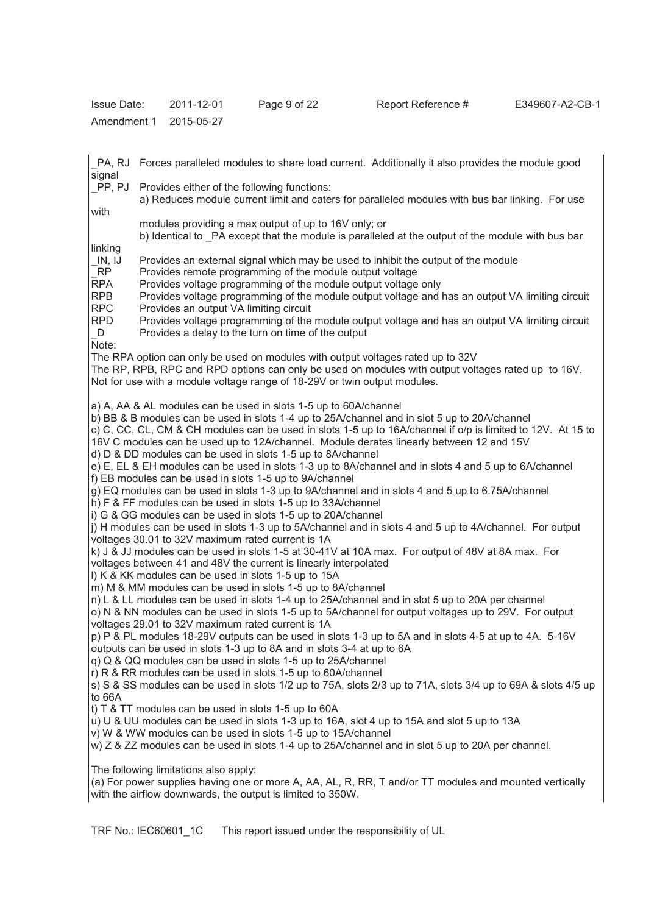| | |
|---|---|
| _PA, RJ | Forces paralleled modules to share load current. Additionally it also provides the module good signal |
| _PP, PJ | Provides either of the following functions:<br>a) Reduces module current limit and caters for paralleled modules with bus bar linking. For use with modules providing a max output of up to 16V only; or<br>b) Identical to _PA except that the module is paralleled at the output of the module with bus bar linking |
| _IN, IJ | Provides an external signal which may be used to inhibit the output of the module |
| _RP | Provides remote programming of the module output voltage |
| RPA | Provides voltage programming of the module output voltage only |
| RPB | Provides voltage programming of the module output voltage and has an output VA limiting circuit |
| RPC | Provides an output VA limiting circuit |
| RPD | Provides voltage programming of the module output voltage and has an output VA limiting circuit |
| _D | Provides a delay to the turn on time of the output |

Note:
The RPA option can only be used on modules with output voltages rated up to 32V
The RP, RPB, RPC and RPD options can only be used on modules with output voltages rated up to 16V. Not for use with a module voltage range of 18-29V or twin output modules.

a) A, AA & AL modules can be used in slots 1-5 up to 60A/channel
b) BB & B modules can be used in slots 1-4 up to 25A/channel and in slot 5 up to 20A/channel
c) C, CC, CL, CM & CH modules can be used in slots 1-5 up to 16A/channel if o/p is limited to 12V. At 15 to 16V C modules can be used up to 12A/channel. Module derates linearly between 12 and 15V
d) D & DD modules can be used in slots 1-5 up to 8A/channel
e) E, EL & EH modules can be used in slots 1-3 up to 8A/channel and in slots 4 and 5 up to 6A/channel
f) EB modules can be used in slots 1-5 up to 9A/channel
g) EQ modules can be used in slots 1-3 up to 9A/channel and in slots 4 and 5 up to 6.75A/channel
h) F & FF modules can be used in slots 1-5 up to 33A/channel
i) G & GG modules can be used in slots 1-5 up to 20A/channel
j) H modules can be used in slots 1-3 up to 5A/channel and in slots 4 and 5 up to 4A/channel. For output voltages 30.01 to 32V maximum rated current is 1A
k) J & JJ modules can be used in slots 1-5 at 30-41V at 10A max. For output of 48V at 8A max. For voltages between 41 and 48V the current is linearly interpolated
l) K & KK modules can be used in slots 1-5 up to 15A
m) M & MM modules can be used in slots 1-5 up to 8A/channel
n) L & LL modules can be used in slots 1-4 up to 25A/channel and in slot 5 up to 20A per channel
o) N & NN modules can be used in slots 1-5 up to 5A/channel for output voltages up to 29V. For output voltages 29.01 to 32V maximum rated current is 1A
p) P & PL modules 18-29V outputs can be used in slots 1-3 up to 5A and in slots 4-5 at up to 4A. 5-16V outputs can be used in slots 1-3 up to 8A and in slots 3-4 at up to 6A
q) Q & QQ modules can be used in slots 1-5 up to 25A/channel
r) R & RR modules can be used in slots 1-5 up to 60A/channel
s) S & SS modules can be used in slots 1/2 up to 75A, slots 2/3 up to 71A, slots 3/4 up to 69A & slots 4/5 up to 66A
t) T & TT modules can be used in slots 1-5 up to 60A
u) U & UU modules can be used in slots 1-3 up to 16A, slot 4 up to 15A and slot 5 up to 13A
v) W & WW modules can be used in slots 1-5 up to 15A/channel
w) Z & ZZ modules can be used in slots 1-4 up to 25A/channel and in slot 5 up to 20A per channel.

The following limitations also apply:
(a) For power supplies having one or more A, AA, AL, R, RR, T and/or TT modules and mounted vertically with the airflow downwards, the output is limited to 350W.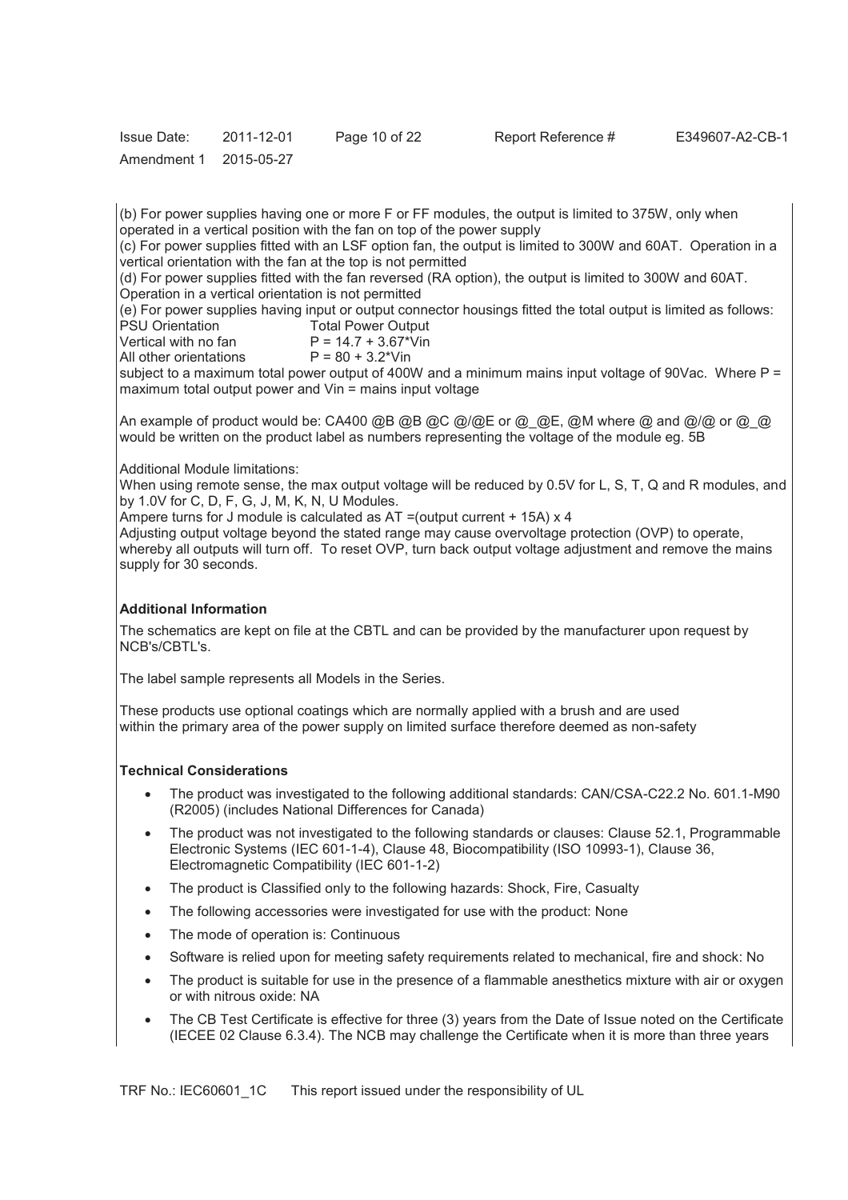(b) For power supplies having one or more F or FF modules, the output is limited to 375W, only when operated in a vertical position with the fan on top of the power supply

(c) For power supplies fitted with an LSF option fan, the output is limited to 300W and 60AT. Operation in a vertical orientation with the fan at the top is not permitted

(d) For power supplies fitted with the fan reversed (RA option), the output is limited to 300W and 60AT. Operation in a vertical orientation is not permitted

(e) For power supplies having input or output connector housings fitted the total output is limited as follows:

| PSU Orientation | Total Power Output |
|---|---|
| Vertical with no fan | $P = 14.7 + 3.67*Vin$ |
| All other orientations | $P = 80 + 3.2*Vin$ |

subject to a maximum total power output of 400W and a minimum mains input voltage of 90Vac. Where P = maximum total output power and Vin = mains input voltage

An example of product would be: CA400 @B @B @C @/@E or @_@E, @M where @ and @/@ or @_@ would be written on the product label as numbers representing the voltage of the module eg. 5B

Additional Module limitations:

When using remote sense, the max output voltage will be reduced by 0.5V for L, S, T, Q and R modules, and by 1.0V for C, D, F, G, J, M, K, N, U Modules.

Ampere turns for J module is calculated as AT =(output current + 15A) x 4

Adjusting output voltage beyond the stated range may cause overvoltage protection (OVP) to operate, whereby all outputs will turn off. To reset OVP, turn back output voltage adjustment and remove the mains supply for 30 seconds.

**Additional Information**

The schematics are kept on file at the CBTL and can be provided by the manufacturer upon request by NCB's/CBTL's.

The label sample represents all Models in the Series.

These products use optional coatings which are normally applied with a brush and are used within the primary area of the power supply on limited surface therefore deemed as non-safety

**Technical Considerations**

- The product was investigated to the following additional standards: CAN/CSA-C22.2 No. 601.1-M90 (R2005) (includes National Differences for Canada)
- The product was not investigated to the following standards or clauses: Clause 52.1, Programmable Electronic Systems (IEC 601-1-4), Clause 48, Biocompatibility (ISO 10993-1), Clause 36, Electromagnetic Compatibility (IEC 601-1-2)
- The product is Classified only to the following hazards: Shock, Fire, Casualty
- The following accessories were investigated for use with the product: None
- The mode of operation is: Continuous
- Software is relied upon for meeting safety requirements related to mechanical, fire and shock: No
- The product is suitable for use in the presence of a flammable anesthetics mixture with air or oxygen or with nitrous oxide: NA
- The CB Test Certificate is effective for three (3) years from the Date of Issue noted on the Certificate (IECEE 02 Clause 6.3.4). The NCB may challenge the Certificate when it is more than three years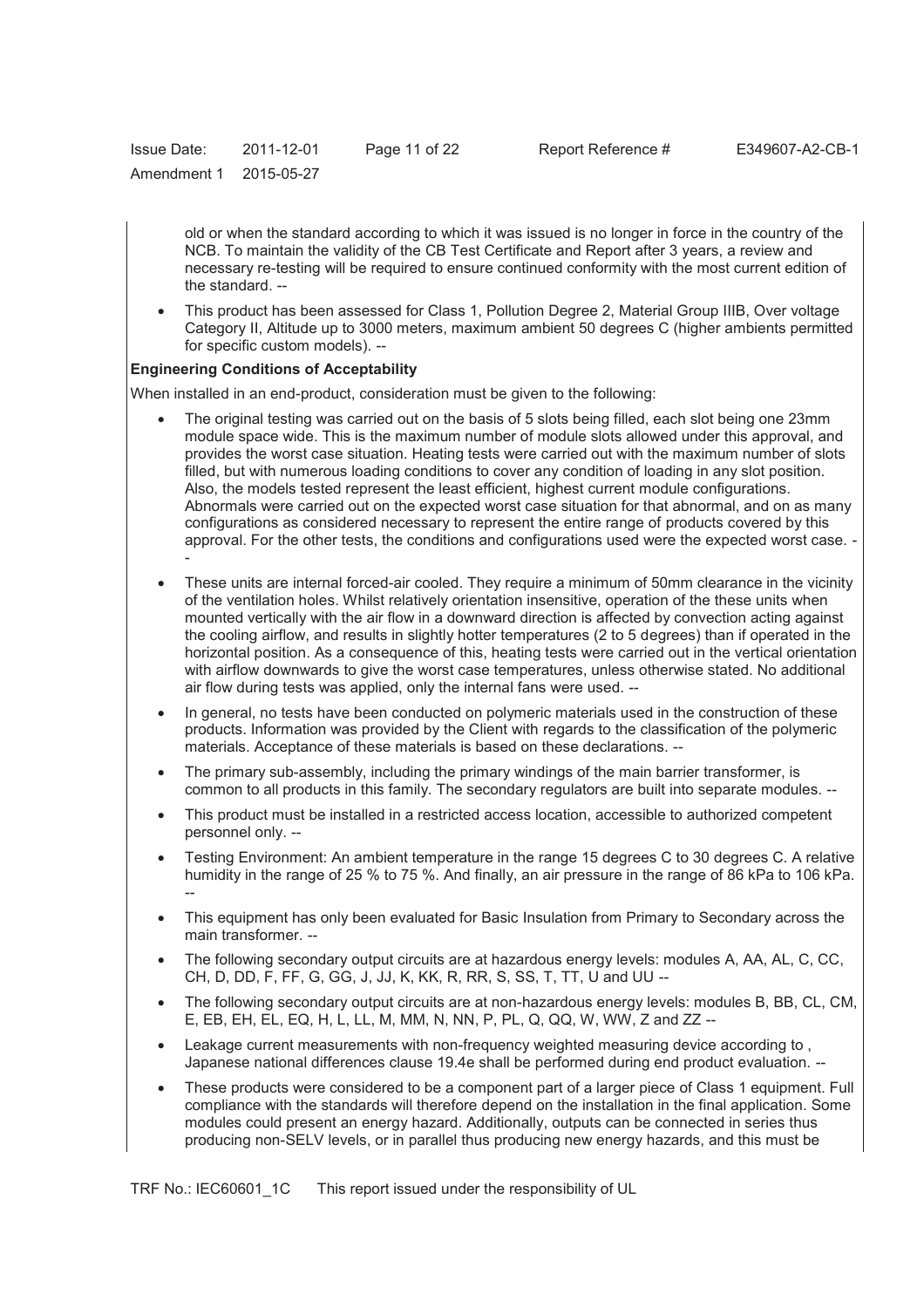old or when the standard according to which it was issued is no longer in force in the country of the NCB. To maintain the validity of the CB Test Certificate and Report after 3 years, a review and necessary re-testing will be required to ensure continued conformity with the most current edition of the standard. --

- This product has been assessed for Class 1, Pollution Degree 2, Material Group IIIB, Over voltage Category II, Altitude up to 3000 meters, maximum ambient 50 degrees C (higher ambients permitted for specific custom models). --

**Engineering Conditions of Acceptability**

When installed in an end-product, consideration must be given to the following:

- The original testing was carried out on the basis of 5 slots being filled, each slot being one 23mm module space wide. This is the maximum number of module slots allowed under this approval, and provides the worst case situation. Heating tests were carried out with the maximum number of slots filled, but with numerous loading conditions to cover any condition of loading in any slot position. Also, the models tested represent the least efficient, highest current module configurations. Abnormals were carried out on the expected worst case situation for that abnormal, and on as many configurations as considered necessary to represent the entire range of products covered by this approval. For the other tests, the conditions and configurations used were the expected worst case. --
- These units are internal forced-air cooled. They require a minimum of 50mm clearance in the vicinity of the ventilation holes. Whilst relatively orientation insensitive, operation of the these units when mounted vertically with the air flow in a downward direction is affected by convection acting against the cooling airflow, and results in slightly hotter temperatures (2 to 5 degrees) than if operated in the horizontal position. As a consequence of this, heating tests were carried out in the vertical orientation with airflow downwards to give the worst case temperatures, unless otherwise stated. No additional air flow during tests was applied, only the internal fans were used. --
- In general, no tests have been conducted on polymeric materials used in the construction of these products. Information was provided by the Client with regards to the classification of the polymeric materials. Acceptance of these materials is based on these declarations. --
- The primary sub-assembly, including the primary windings of the main barrier transformer, is common to all products in this family. The secondary regulators are built into separate modules. --
- This product must be installed in a restricted access location, accessible to authorized competent personnel only. --
- Testing Environment: An ambient temperature in the range 15 degrees C to 30 degrees C. A relative humidity in the range of 25 % to 75 %. And finally, an air pressure in the range of 86 kPa to 106 kPa. --
- This equipment has only been evaluated for Basic Insulation from Primary to Secondary across the main transformer. --
- The following secondary output circuits are at hazardous energy levels: modules A, AA, AL, C, CC, CH, D, DD, F, FF, G, GG, J, JJ, K, KK, R, RR, S, SS, T, TT, U and UU --
- The following secondary output circuits are at non-hazardous energy levels: modules B, BB, CL, CM, E, EB, EH, EL, EQ, H, L, LL, M, MM, N, NN, P, PL, Q, QQ, W, WW, Z and ZZ --
- Leakage current measurements with non-frequency weighted measuring device according to , Japanese national differences clause 19.4e shall be performed during end product evaluation. --
- These products were considered to be a component part of a larger piece of Class 1 equipment. Full compliance with the standards will therefore depend on the installation in the final application. Some modules could present an energy hazard. Additionally, outputs can be connected in series thus producing non-SELV levels, or in parallel thus producing new energy hazards, and this must be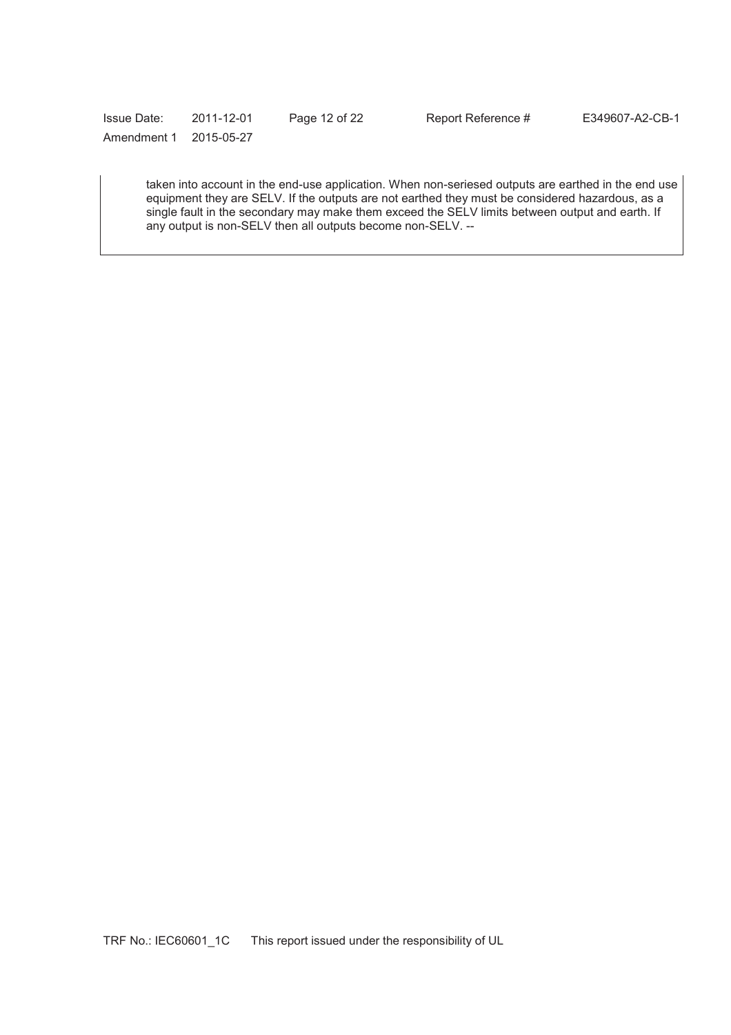taken into account in the end-use application. When non-seriesed outputs are earthed in the end use equipment they are SELV. If the outputs are not earthed they must be considered hazardous, as a single fault in the secondary may make them exceed the SELV limits between output and earth. If any output is non-SELV then all outputs become non-SELV. --